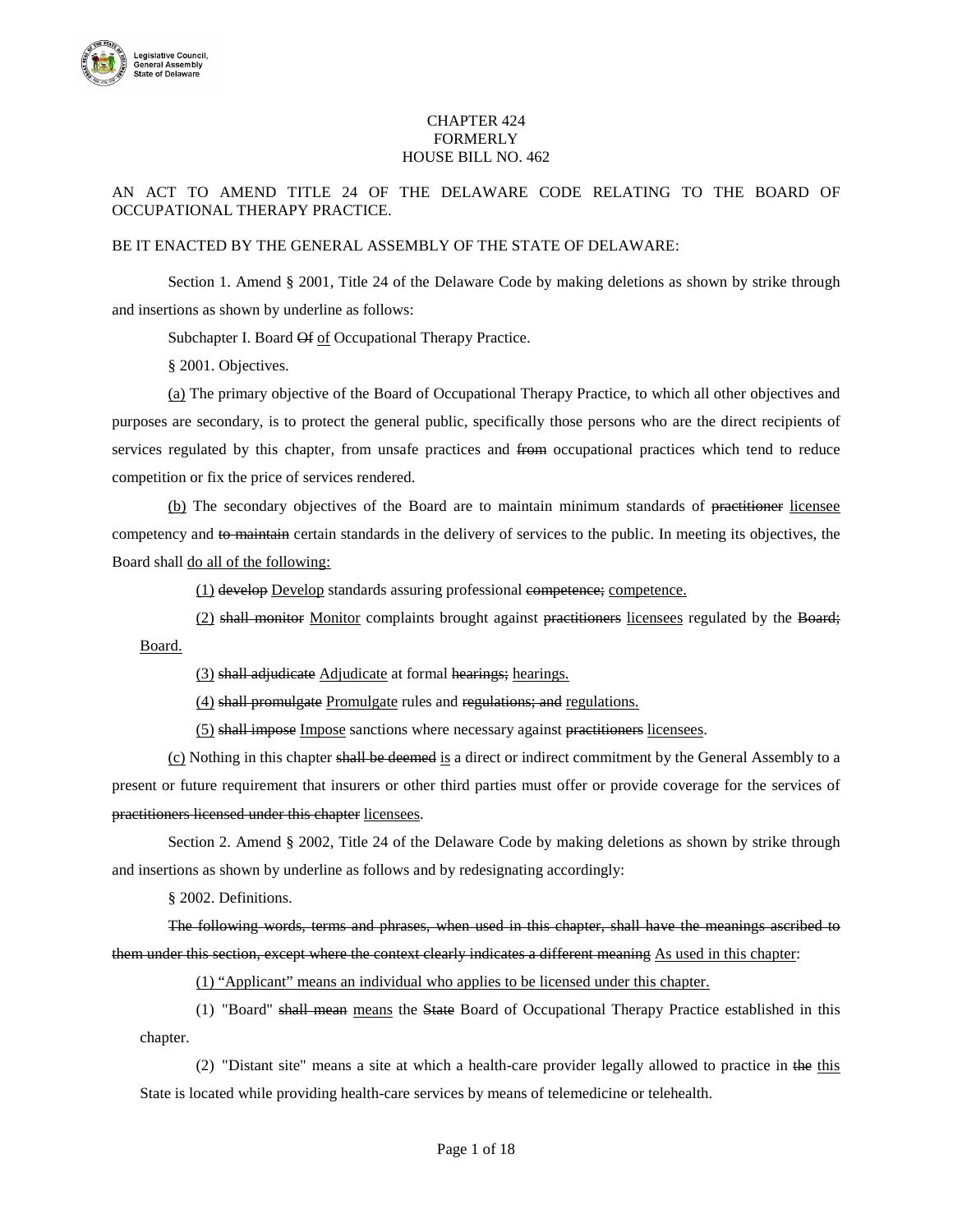CHAPTER 424
FORMERLY
HOUSE BILL NO. 462

AN ACT TO AMEND TITLE 24 OF THE DELAWARE CODE RELATING TO THE BOARD OF OCCUPATIONAL THERAPY PRACTICE.

BE IT ENACTED BY THE GENERAL ASSEMBLY OF THE STATE OF DELAWARE:

Section 1. Amend § 2001, Title 24 of the Delaware Code by making deletions as shown by strike through and insertions as shown by underline as follows:

Subchapter I. Board ~~Of~~ <u>of</u> Occupational Therapy Practice.

§ 2001. Objectives.

<u>(a)</u> The primary objective of the Board of Occupational Therapy Practice, to which all other objectives and purposes are secondary, is to protect the general public, specifically those persons who are the direct recipients of services regulated by this chapter, from unsafe practices and ~~from~~ occupational practices which tend to reduce competition or fix the price of services rendered.

<u>(b)</u> The secondary objectives of the Board are to maintain minimum standards of ~~practitioner~~ <u>licensee</u> competency and ~~to maintain~~ certain standards in the delivery of services to the public. In meeting its objectives, the Board shall <u>do all of the following:</u>

<u>(1)</u> ~~develop~~ <u>Develop</u> standards assuring professional ~~competence;~~ <u>competence.</u>

<u>(2)</u> ~~shall monitor~~ <u>Monitor</u> complaints brought against ~~practitioners~~ <u>licensees</u> regulated by the ~~Board;~~ <u>Board.</u>

<u>(3)</u> ~~shall adjudicate~~ <u>Adjudicate</u> at formal ~~hearings;~~ <u>hearings.</u>

<u>(4)</u> ~~shall promulgate~~ <u>Promulgate</u> rules and ~~regulations; and~~ <u>regulations.</u>

<u>(5)</u> ~~shall impose~~ <u>Impose</u> sanctions where necessary against ~~practitioners~~ <u>licensees</u>.

<u>(c)</u> Nothing in this chapter ~~shall be deemed~~ <u>is</u> a direct or indirect commitment by the General Assembly to a present or future requirement that insurers or other third parties must offer or provide coverage for the services of ~~practitioners licensed under this chapter~~ <u>licensees</u>.

Section 2. Amend § 2002, Title 24 of the Delaware Code by making deletions as shown by strike through and insertions as shown by underline as follows and by redesignating accordingly:

§ 2002. Definitions.

~~The following words, terms and phrases, when used in this chapter, shall have the meanings ascribed to them under this section, except where the context clearly indicates a different meaning~~ <u>As used in this chapter</u>:

<u>(1) "Applicant" means an individual who applies to be licensed under this chapter.</u>

(1) "Board" ~~shall mean~~ <u>means</u> the ~~State~~ Board of Occupational Therapy Practice established in this chapter.

(2) "Distant site" means a site at which a health-care provider legally allowed to practice in ~~the~~ <u>this</u> State is located while providing health-care services by means of telemedicine or telehealth.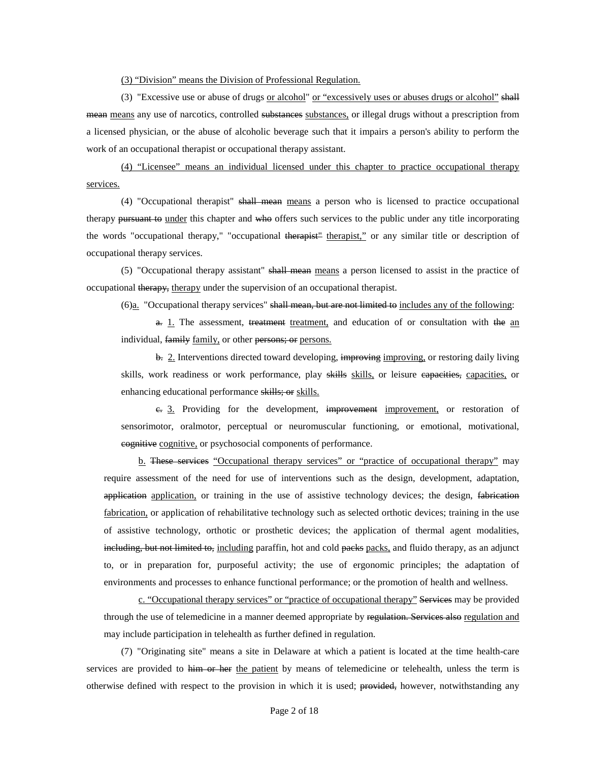<u>(3) “Division” means the Division of Professional Regulation.</u>

(3) "Excessive use or abuse of drugs <u>or alcohol</u>" <u>or “excessively uses or abuses drugs or alcohol”</u> ~~shall mean~~ <u>means</u> any use of narcotics, controlled ~~substances~~ <u>substances,</u> or illegal drugs without a prescription from a licensed physician, or the abuse of alcoholic beverage such that it impairs a person's ability to perform the work of an occupational therapist or occupational therapy assistant.

<u>(4) “Licensee” means an individual licensed under this chapter to practice occupational therapy services.</u>

(4) "Occupational therapist" ~~shall mean~~ <u>means</u> a person who is licensed to practice occupational therapy ~~pursuant to~~ <u>under</u> this chapter and ~~who~~ offers such services to the public under any title incorporating the words "occupational therapy," "occupational ~~therapist"~~ <u>therapist,”</u> or any similar title or description of occupational therapy services.

(5) "Occupational therapy assistant" ~~shall mean~~ <u>means</u> a person licensed to assist in the practice of occupational ~~therapy,~~ <u>therapy</u> under the supervision of an occupational therapist.

(6)<u>a.</u> "Occupational therapy services" ~~shall mean, but are not limited to~~ <u>includes any of the following</u>:

~~a.~~ <u>1.</u> The assessment, ~~treatment~~ <u>treatment,</u> and education of or consultation with ~~the~~ <u>an</u> individual, ~~family~~ <u>family,</u> or other ~~persons; or~~ <u>persons.</u>

~~b.~~ <u>2.</u> Interventions directed toward developing, ~~improving~~ <u>improving,</u> or restoring daily living skills, work readiness or work performance, play ~~skills~~ <u>skills,</u> or leisure ~~capacities,~~ <u>capacities,</u> or enhancing educational performance ~~skills; or~~ <u>skills.</u>

~~c.~~ <u>3.</u> Providing for the development, ~~improvement~~ <u>improvement,</u> or restoration of sensorimotor, oralmotor, perceptual or neuromuscular functioning, or emotional, motivational, ~~cognitive~~ <u>cognitive,</u> or psychosocial components of performance.

<u>b.</u> ~~These services~~ <u>“Occupational therapy services” or “practice of occupational therapy”</u> may require assessment of the need for use of interventions such as the design, development, adaptation, ~~application~~ <u>application,</u> or training in the use of assistive technology devices; the design, ~~fabrication~~ <u>fabrication,</u> or application of rehabilitative technology such as selected orthotic devices; training in the use of assistive technology, orthotic or prosthetic devices; the application of thermal agent modalities, ~~including, but not limited to,~~ <u>including</u> paraffin, hot and cold ~~packs~~ <u>packs,</u> and fluido therapy, as an adjunct to, or in preparation for, purposeful activity; the use of ergonomic principles; the adaptation of environments and processes to enhance functional performance; or the promotion of health and wellness.

<u>c. “Occupational therapy services” or “practice of occupational therapy”</u> ~~Services~~ may be provided through the use of telemedicine in a manner deemed appropriate by ~~regulation. Services also~~ <u>regulation and</u> may include participation in telehealth as further defined in regulation.

(7) "Originating site" means a site in Delaware at which a patient is located at the time health-care services are provided to ~~him or her~~ <u>the patient</u> by means of telemedicine or telehealth, unless the term is otherwise defined with respect to the provision in which it is used; ~~provided,~~ however, notwithstanding any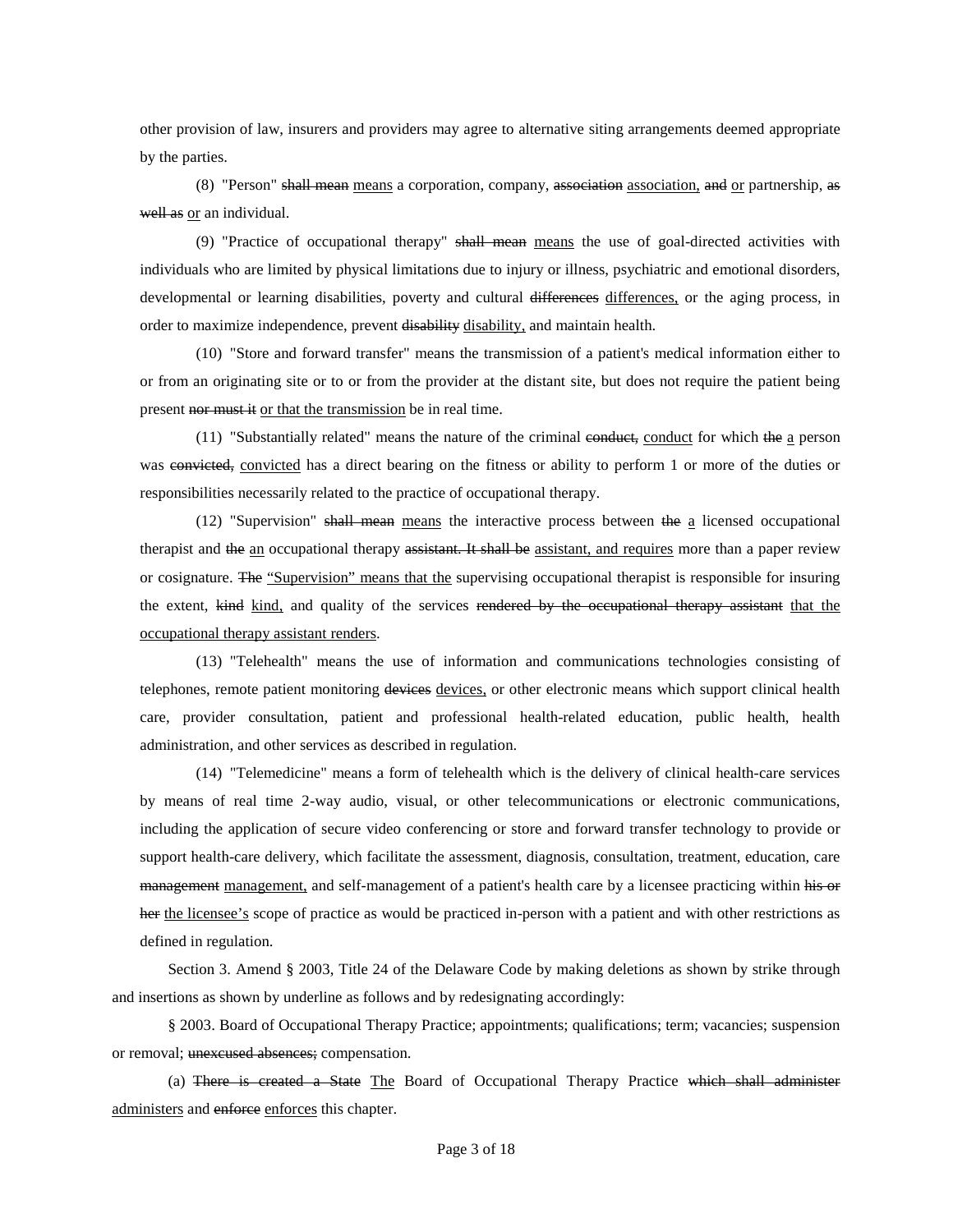other provision of law, insurers and providers may agree to alternative siting arrangements deemed appropriate by the parties.

(8) "Person" ~~shall mean~~ <u>means</u> a corporation, company, ~~association~~ <u>association,</u> ~~and~~ <u>or</u> partnership, ~~as well as~~ <u>or</u> an individual.

(9) "Practice of occupational therapy" ~~shall mean~~ <u>means</u> the use of goal-directed activities with individuals who are limited by physical limitations due to injury or illness, psychiatric and emotional disorders, developmental or learning disabilities, poverty and cultural ~~differences~~ <u>differences,</u> or the aging process, in order to maximize independence, prevent ~~disability~~ <u>disability,</u> and maintain health.

(10) "Store and forward transfer" means the transmission of a patient's medical information either to or from an originating site or to or from the provider at the distant site, but does not require the patient being present ~~nor must it~~ <u>or that the transmission</u> be in real time.

(11) "Substantially related" means the nature of the criminal ~~conduct,~~ <u>conduct</u> for which ~~the~~ <u>a</u> person was ~~convicted,~~ <u>convicted</u> has a direct bearing on the fitness or ability to perform 1 or more of the duties or responsibilities necessarily related to the practice of occupational therapy.

(12) "Supervision" ~~shall mean~~ <u>means</u> the interactive process between ~~the~~ <u>a</u> licensed occupational therapist and ~~the~~ <u>an</u> occupational therapy ~~assistant. It shall be~~ <u>assistant, and requires</u> more than a paper review or cosignature. ~~The~~ <u>"Supervision" means that the</u> supervising occupational therapist is responsible for insuring the extent, ~~kind~~ <u>kind,</u> and quality of the services ~~rendered by the occupational therapy assistant~~ <u>that the occupational therapy assistant renders</u>.

(13) "Telehealth" means the use of information and communications technologies consisting of telephones, remote patient monitoring ~~devices~~ <u>devices,</u> or other electronic means which support clinical health care, provider consultation, patient and professional health-related education, public health, health administration, and other services as described in regulation.

(14) "Telemedicine" means a form of telehealth which is the delivery of clinical health-care services by means of real time 2-way audio, visual, or other telecommunications or electronic communications, including the application of secure video conferencing or store and forward transfer technology to provide or support health-care delivery, which facilitate the assessment, diagnosis, consultation, treatment, education, care ~~management~~ <u>management,</u> and self-management of a patient's health care by a licensee practicing within ~~his or her~~ <u>the licensee's</u> scope of practice as would be practiced in-person with a patient and with other restrictions as defined in regulation.

Section 3. Amend § 2003, Title 24 of the Delaware Code by making deletions as shown by strike through and insertions as shown by underline as follows and by redesignating accordingly:

§ 2003. Board of Occupational Therapy Practice; appointments; qualifications; term; vacancies; suspension or removal; ~~unexcused absences;~~ compensation.

(a) ~~There is created a State~~ <u>The</u> Board of Occupational Therapy Practice ~~which shall administer~~ <u>administers</u> and ~~enforce~~ <u>enforces</u> this chapter.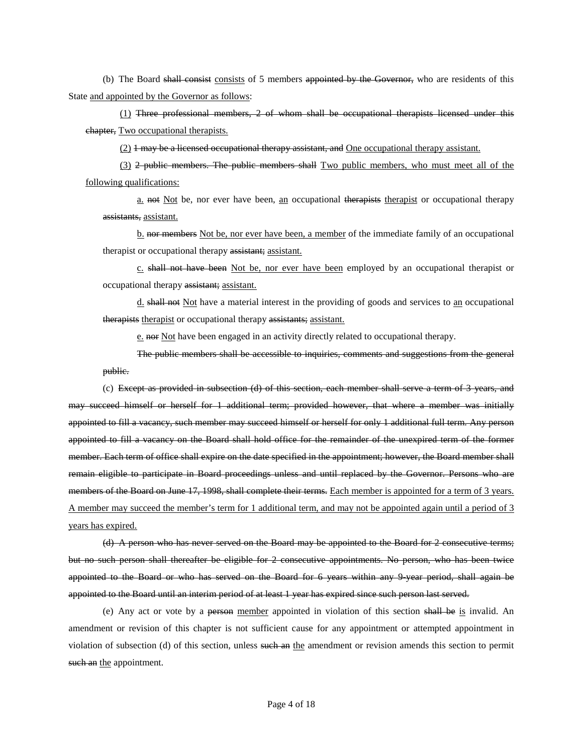(b) The Board ~~shall consist~~ <u>consists</u> of 5 members ~~appointed by the Governor,~~ who are residents of this State <u>and appointed by the Governor as follows</u>:

<u>(1)</u> ~~Three professional members, 2 of whom shall be occupational therapists licensed under this chapter,~~ <u>Two occupational therapists.</u>

<u>(2)</u> ~~1 may be a licensed occupational therapy assistant, and~~ <u>One occupational therapy assistant.</u>

<u>(3)</u> ~~2 public members. The public members shall~~ <u>Two public members, who must meet all of the following qualifications:</u>

<u>a.</u> ~~not~~ <u>Not</u> be, nor ever have been, <u>an</u> occupational ~~therapists~~ <u>therapist</u> or occupational therapy ~~assistants,~~ <u>assistant.</u>

<u>b.</u> ~~nor members~~ <u>Not be, nor ever have been, a member</u> of the immediate family of an occupational therapist or occupational therapy ~~assistant;~~ <u>assistant.</u>

<u>c.</u> ~~shall not have been~~ <u>Not be, nor ever have been</u> employed by an occupational therapist or occupational therapy ~~assistant;~~ <u>assistant.</u>

<u>d.</u> ~~shall not~~ <u>Not</u> have a material interest in the providing of goods and services to <u>an</u> occupational ~~therapists~~ <u>therapist</u> or occupational therapy ~~assistants;~~ <u>assistant.</u>

<u>e.</u> ~~nor~~ <u>Not</u> have been engaged in an activity directly related to occupational therapy.

~~The public members shall be accessible to inquiries, comments and suggestions from the general public.~~

(c) ~~Except as provided in subsection (d) of this section, each member shall serve a term of 3 years, and may succeed himself or herself for 1 additional term; provided however, that where a member was initially appointed to fill a vacancy, such member may succeed himself or herself for only 1 additional full term. Any person appointed to fill a vacancy on the Board shall hold office for the remainder of the unexpired term of the former member. Each term of office shall expire on the date specified in the appointment; however, the Board member shall remain eligible to participate in Board proceedings unless and until replaced by the Governor. Persons who are members of the Board on June 17, 1998, shall complete their terms.~~ <u>Each member is appointed for a term of 3 years. A member may succeed the member's term for 1 additional term, and may not be appointed again until a period of 3 years has expired.</u>

~~(d) A person who has never served on the Board may be appointed to the Board for 2 consecutive terms; but no such person shall thereafter be eligible for 2 consecutive appointments. No person, who has been twice appointed to the Board or who has served on the Board for 6 years within any 9-year period, shall again be appointed to the Board until an interim period of at least 1 year has expired since such person last served.~~

(e) Any act or vote by a ~~person~~ <u>member</u> appointed in violation of this section ~~shall be~~ <u>is</u> invalid. An amendment or revision of this chapter is not sufficient cause for any appointment or attempted appointment in violation of subsection (d) of this section, unless ~~such an~~ <u>the</u> amendment or revision amends this section to permit ~~such an~~ <u>the</u> appointment.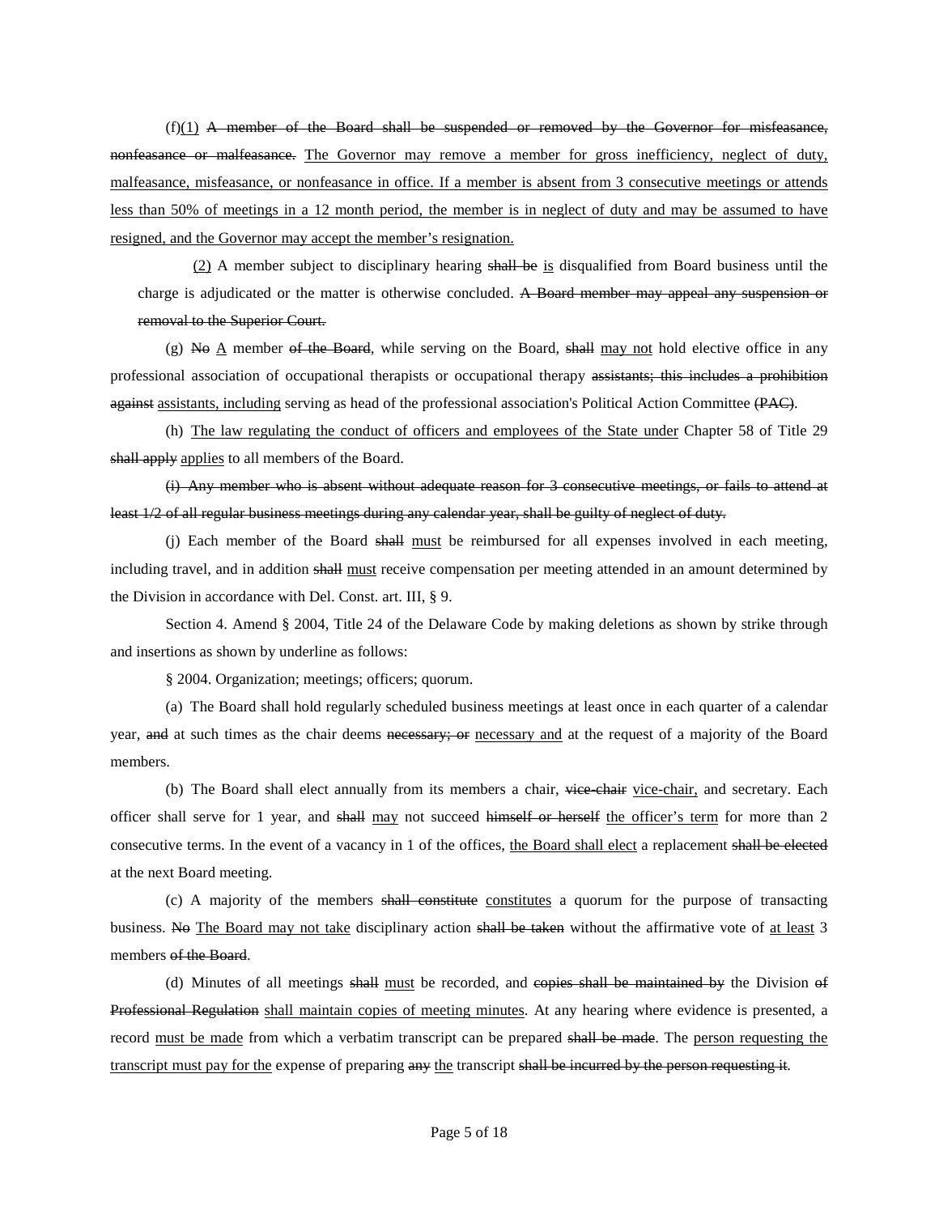(f)<u>(1)</u> ~~A member of the Board shall be suspended or removed by the Governor for misfeasance, nonfeasance or malfeasance.~~ <u>The Governor may remove a member for gross inefficiency, neglect of duty, malfeasance, misfeasance, or nonfeasance in office. If a member is absent from 3 consecutive meetings or attends less than 50% of meetings in a 12 month period, the member is in neglect of duty and may be assumed to have resigned, and the Governor may accept the member's resignation.</u>

<u>(2)</u> A member subject to disciplinary hearing ~~shall be~~ <u>is</u> disqualified from Board business until the charge is adjudicated or the matter is otherwise concluded. ~~A Board member may appeal any suspension or removal to the Superior Court.~~

(g) ~~No~~ <u>A</u> member ~~of the Board~~, while serving on the Board, ~~shall~~ <u>may not</u> hold elective office in any professional association of occupational therapists or occupational therapy ~~assistants; this includes a prohibition against~~ <u>assistants, including</u> serving as head of the professional association's Political Action Committee ~~(PAC)~~.

(h) <u>The law regulating the conduct of officers and employees of the State under</u> Chapter 58 of Title 29 ~~shall apply~~ <u>applies</u> to all members of the Board.

~~(i) Any member who is absent without adequate reason for 3 consecutive meetings, or fails to attend at least 1/2 of all regular business meetings during any calendar year, shall be guilty of neglect of duty.~~

(j) Each member of the Board ~~shall~~ <u>must</u> be reimbursed for all expenses involved in each meeting, including travel, and in addition ~~shall~~ <u>must</u> receive compensation per meeting attended in an amount determined by the Division in accordance with Del. Const. art. III, § 9.

Section 4. Amend § 2004, Title 24 of the Delaware Code by making deletions as shown by strike through and insertions as shown by underline as follows:

§ 2004. Organization; meetings; officers; quorum.

(a) The Board shall hold regularly scheduled business meetings at least once in each quarter of a calendar year, ~~and~~ at such times as the chair deems ~~necessary; or~~ <u>necessary and</u> at the request of a majority of the Board members.

(b) The Board shall elect annually from its members a chair, ~~vice-chair~~ <u>vice-chair,</u> and secretary. Each officer shall serve for 1 year, and ~~shall~~ <u>may</u> not succeed ~~himself or herself~~ <u>the officer's term</u> for more than 2 consecutive terms. In the event of a vacancy in 1 of the offices, <u>the Board shall elect</u> a replacement ~~shall be elected~~ at the next Board meeting.

(c) A majority of the members ~~shall constitute~~ <u>constitutes</u> a quorum for the purpose of transacting business. ~~No~~ <u>The Board may not take</u> disciplinary action ~~shall be taken~~ without the affirmative vote of <u>at least</u> 3 members ~~of the Board~~.

(d) Minutes of all meetings ~~shall~~ <u>must</u> be recorded, and ~~copies shall be maintained by~~ the Division ~~of Professional Regulation~~ <u>shall maintain copies of meeting minutes</u>. At any hearing where evidence is presented, a record <u>must be made</u> from which a verbatim transcript can be prepared ~~shall be made~~. The <u>person requesting the transcript must pay for the</u> expense of preparing ~~any~~ <u>the</u> transcript ~~shall be incurred by the person requesting it~~.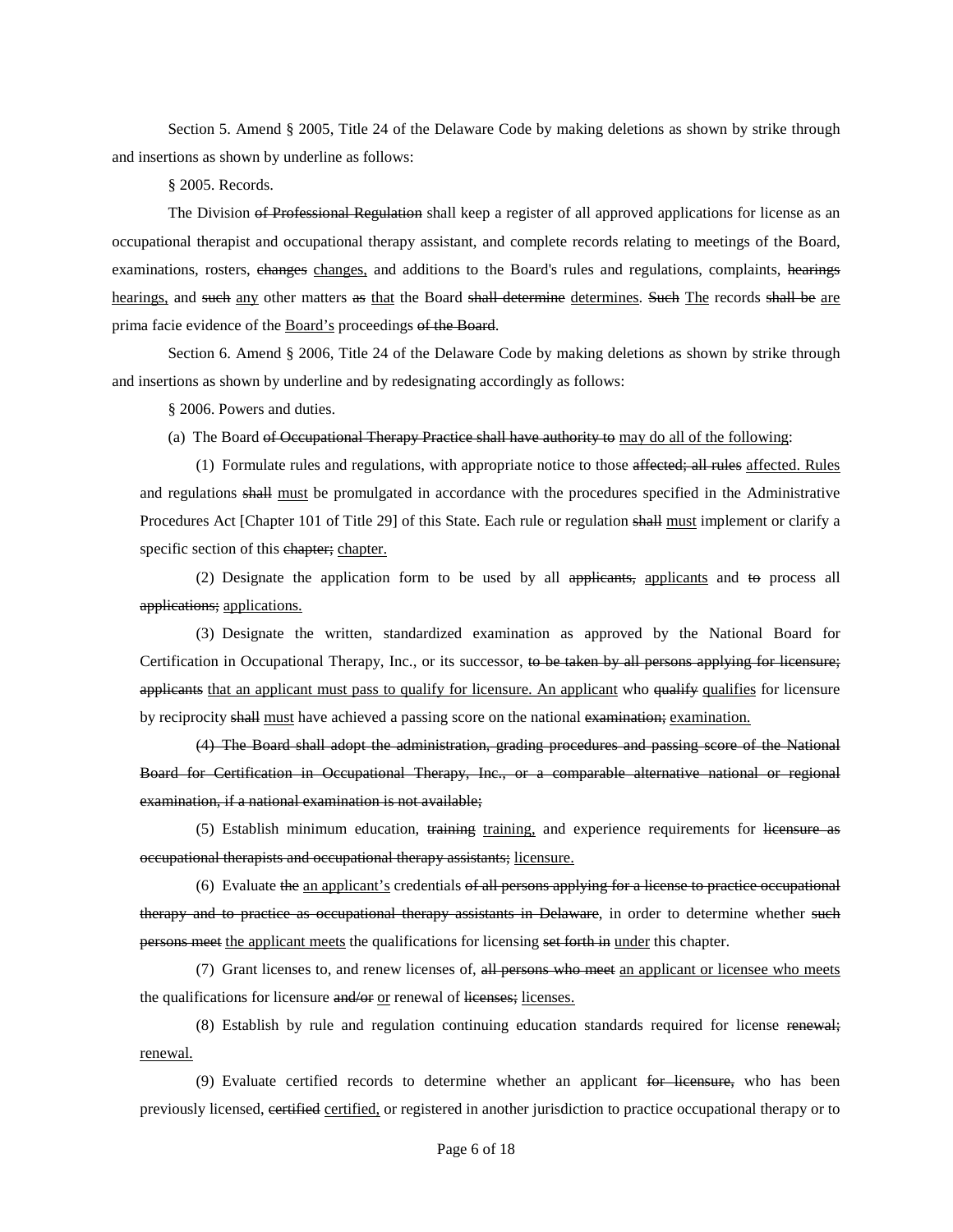Section 5. Amend § 2005, Title 24 of the Delaware Code by making deletions as shown by strike through and insertions as shown by underline as follows:

§ 2005. Records.

The Division ~~of Professional Regulation~~ shall keep a register of all approved applications for license as an occupational therapist and occupational therapy assistant, and complete records relating to meetings of the Board, examinations, rosters, ~~changes~~ <u>changes,</u> and additions to the Board's rules and regulations, complaints, ~~hearings~~ <u>hearings,</u> and ~~such~~ <u>any</u> other matters ~~as~~ <u>that</u> the Board ~~shall determine~~ <u>determines</u>. ~~Such~~ <u>The</u> records ~~shall be~~ <u>are</u> prima facie evidence of the <u>Board's</u> proceedings ~~of the Board~~.

Section 6. Amend § 2006, Title 24 of the Delaware Code by making deletions as shown by strike through and insertions as shown by underline and by redesignating accordingly as follows:

§ 2006. Powers and duties.

(a) The Board ~~of Occupational Therapy Practice shall have authority to~~ <u>may do all of the following</u>:

(1) Formulate rules and regulations, with appropriate notice to those ~~affected; all rules~~ <u>affected. Rules</u> and regulations ~~shall~~ <u>must</u> be promulgated in accordance with the procedures specified in the Administrative Procedures Act [Chapter 101 of Title 29] of this State. Each rule or regulation ~~shall~~ <u>must</u> implement or clarify a specific section of this ~~chapter;~~ <u>chapter.</u>

(2) Designate the application form to be used by all ~~applicants,~~ <u>applicants</u> and ~~to~~ process all ~~applications;~~ <u>applications.</u>

(3) Designate the written, standardized examination as approved by the National Board for Certification in Occupational Therapy, Inc., or its successor, ~~to be taken by all persons applying for licensure; applicants~~ <u>that an applicant must pass to qualify for licensure. An applicant</u> who ~~qualify~~ <u>qualifies</u> for licensure by reciprocity ~~shall~~ <u>must</u> have achieved a passing score on the national ~~examination;~~ <u>examination.</u>

~~(4) The Board shall adopt the administration, grading procedures and passing score of the National Board for Certification in Occupational Therapy, Inc., or a comparable alternative national or regional examination, if a national examination is not available;~~

(5) Establish minimum education, ~~training~~ <u>training,</u> and experience requirements for ~~licensure as occupational therapists and occupational therapy assistants;~~ <u>licensure.</u>

(6) Evaluate ~~the~~ <u>an applicant's</u> credentials ~~of all persons applying for a license to practice occupational therapy and to practice as occupational therapy assistants in Delaware~~, in order to determine whether ~~such persons meet~~ <u>the applicant meets</u> the qualifications for licensing ~~set forth in~~ <u>under</u> this chapter.

(7) Grant licenses to, and renew licenses of, ~~all persons who meet~~ <u>an applicant or licensee who meets</u> the qualifications for licensure ~~and/or~~ <u>or</u> renewal of ~~licenses;~~ <u>licenses.</u>

(8) Establish by rule and regulation continuing education standards required for license ~~renewal;~~ <u>renewal.</u>

(9) Evaluate certified records to determine whether an applicant ~~for licensure,~~ who has been previously licensed, ~~certified~~ <u>certified,</u> or registered in another jurisdiction to practice occupational therapy or to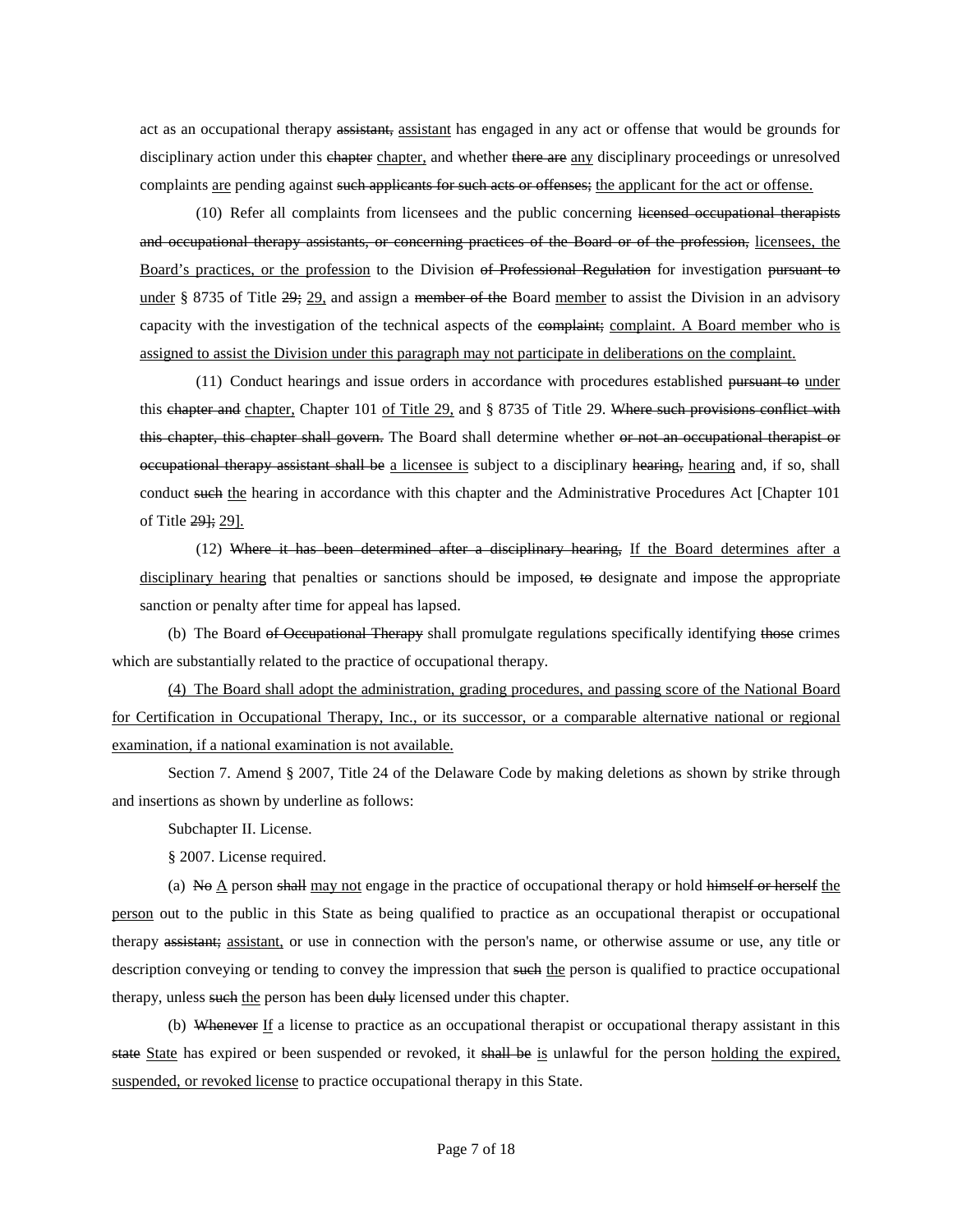act as an occupational therapy ~~assistant,~~ <u>assistant</u> has engaged in any act or offense that would be grounds for disciplinary action under this ~~chapter~~ <u>chapter,</u> and whether ~~there are~~ <u>any</u> disciplinary proceedings or unresolved complaints <u>are</u> pending against ~~such applicants for such acts or offenses;~~ <u>the applicant for the act or offense.</u>

(10) Refer all complaints from licensees and the public concerning ~~licensed occupational therapists and occupational therapy assistants, or concerning practices of the Board or of the profession,~~ <u>licensees, the Board's practices, or the profession</u> to the Division ~~of Professional Regulation~~ for investigation ~~pursuant to~~ <u>under</u> § 8735 of Title ~~29;~~ <u>29,</u> and assign a ~~member of the~~ Board <u>member</u> to assist the Division in an advisory capacity with the investigation of the technical aspects of the ~~complaint;~~ <u>complaint. A Board member who is assigned to assist the Division under this paragraph may not participate in deliberations on the complaint.</u>

(11) Conduct hearings and issue orders in accordance with procedures established ~~pursuant to~~ <u>under</u> this ~~chapter and~~ <u>chapter,</u> Chapter 101 <u>of Title 29,</u> and § 8735 of Title 29. ~~Where such provisions conflict with this chapter, this chapter shall govern.~~ The Board shall determine whether ~~or not an occupational therapist or occupational therapy assistant shall be~~ <u>a licensee is</u> subject to a disciplinary ~~hearing,~~ <u>hearing</u> and, if so, shall conduct ~~such~~ <u>the</u> hearing in accordance with this chapter and the Administrative Procedures Act [Chapter 101 of Title ~~29];~~ <u>29].</u>

(12) ~~Where it has been determined after a disciplinary hearing,~~ <u>If the Board determines after a disciplinary hearing</u> that penalties or sanctions should be imposed, ~~to~~ designate and impose the appropriate sanction or penalty after time for appeal has lapsed.

(b) The Board ~~of Occupational Therapy~~ shall promulgate regulations specifically identifying ~~those~~ crimes which are substantially related to the practice of occupational therapy.

<u>(4) The Board shall adopt the administration, grading procedures, and passing score of the National Board for Certification in Occupational Therapy, Inc., or its successor, or a comparable alternative national or regional examination, if a national examination is not available.</u>

Section 7. Amend § 2007, Title 24 of the Delaware Code by making deletions as shown by strike through and insertions as shown by underline as follows:

Subchapter II. License.

§ 2007. License required.

(a) ~~No~~ <u>A</u> person ~~shall~~ <u>may not</u> engage in the practice of occupational therapy or hold ~~himself or herself~~ <u>the person</u> out to the public in this State as being qualified to practice as an occupational therapist or occupational therapy ~~assistant;~~ <u>assistant,</u> or use in connection with the person's name, or otherwise assume or use, any title or description conveying or tending to convey the impression that ~~such~~ <u>the</u> person is qualified to practice occupational therapy, unless ~~such~~ <u>the</u> person has been ~~duly~~ licensed under this chapter.

(b) ~~Whenever~~ <u>If</u> a license to practice as an occupational therapist or occupational therapy assistant in this ~~state~~ <u>State</u> has expired or been suspended or revoked, it ~~shall be~~ <u>is</u> unlawful for the person <u>holding the expired, suspended, or revoked license</u> to practice occupational therapy in this State.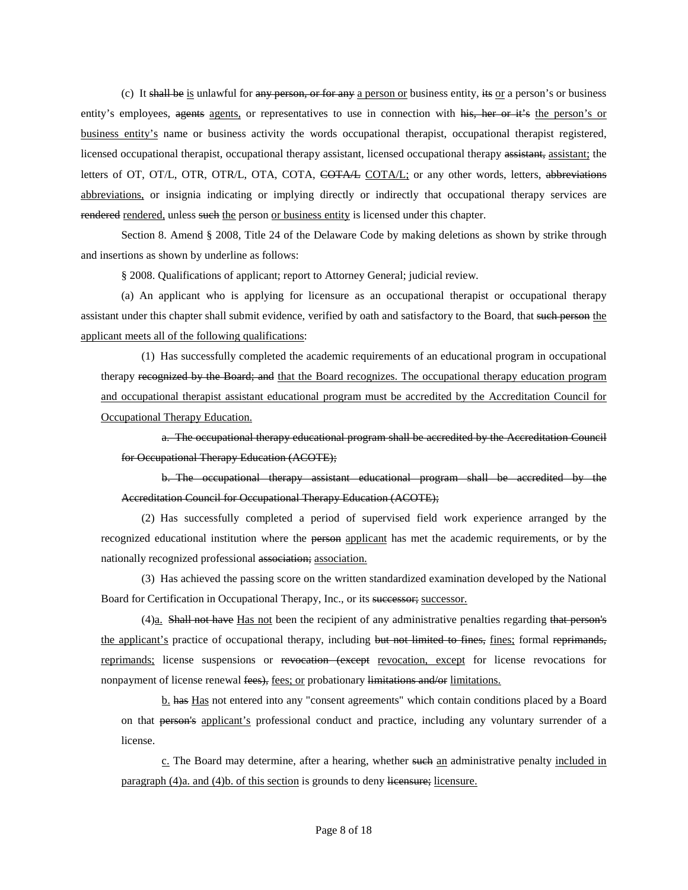(c) It ~~shall be~~ <u>is</u> unlawful for ~~any person, or for any~~ <u>a person or</u> business entity, ~~its~~ <u>or</u> a person's or business entity's employees, ~~agents~~ <u>agents,</u> or representatives to use in connection with ~~his, her or it's~~ <u>the person's or business entity's</u> name or business activity the words occupational therapist, occupational therapist registered, licensed occupational therapist, occupational therapy assistant, licensed occupational therapy ~~assistant,~~ <u>assistant;</u> the letters of OT, OT/L, OTR, OTR/L, OTA, COTA, ~~COTA/L~~ <u>COTA/L;</u> or any other words, letters, ~~abbreviations~~ <u>abbreviations,</u> or insignia indicating or implying directly or indirectly that occupational therapy services are ~~rendered~~ <u>rendered,</u> unless ~~such~~ <u>the</u> person <u>or business entity</u> is licensed under this chapter.

Section 8. Amend § 2008, Title 24 of the Delaware Code by making deletions as shown by strike through and insertions as shown by underline as follows:

§ 2008. Qualifications of applicant; report to Attorney General; judicial review.

(a) An applicant who is applying for licensure as an occupational therapist or occupational therapy assistant under this chapter shall submit evidence, verified by oath and satisfactory to the Board, that ~~such person~~ <u>the applicant meets all of the following qualifications</u>:

(1) Has successfully completed the academic requirements of an educational program in occupational therapy ~~recognized by the Board; and~~ <u>that the Board recognizes. The occupational therapy education program and occupational therapist assistant educational program must be accredited by the Accreditation Council for Occupational Therapy Education.</u>

~~a. The occupational therapy educational program shall be accredited by the Accreditation Council for Occupational Therapy Education (ACOTE);~~

~~b. The occupational therapy assistant educational program shall be accredited by the Accreditation Council for Occupational Therapy Education (ACOTE);~~

(2) Has successfully completed a period of supervised field work experience arranged by the recognized educational institution where the ~~person~~ <u>applicant</u> has met the academic requirements, or by the nationally recognized professional ~~association;~~ <u>association.</u>

(3) Has achieved the passing score on the written standardized examination developed by the National Board for Certification in Occupational Therapy, Inc., or its ~~successor;~~ <u>successor.</u>

(4)<u>a.</u> ~~Shall not have~~ <u>Has not</u> been the recipient of any administrative penalties regarding ~~that person's~~ <u>the applicant's</u> practice of occupational therapy, including ~~but not limited to fines,~~ <u>fines;</u> formal ~~reprimands,~~ <u>reprimands;</u> license suspensions or ~~revocation (except~~ <u>revocation, except</u> for license revocations for nonpayment of license renewal ~~fees),~~ <u>fees; or</u> probationary ~~limitations and/or~~ <u>limitations.</u>

<u>b.</u> ~~has~~ <u>Has</u> not entered into any "consent agreements" which contain conditions placed by a Board on that ~~person's~~ <u>applicant's</u> professional conduct and practice, including any voluntary surrender of a license.

<u>c.</u> The Board may determine, after a hearing, whether ~~such~~ <u>an</u> administrative penalty <u>included in paragraph (4)a. and (4)b. of this section</u> is grounds to deny ~~licensure;~~ <u>licensure.</u>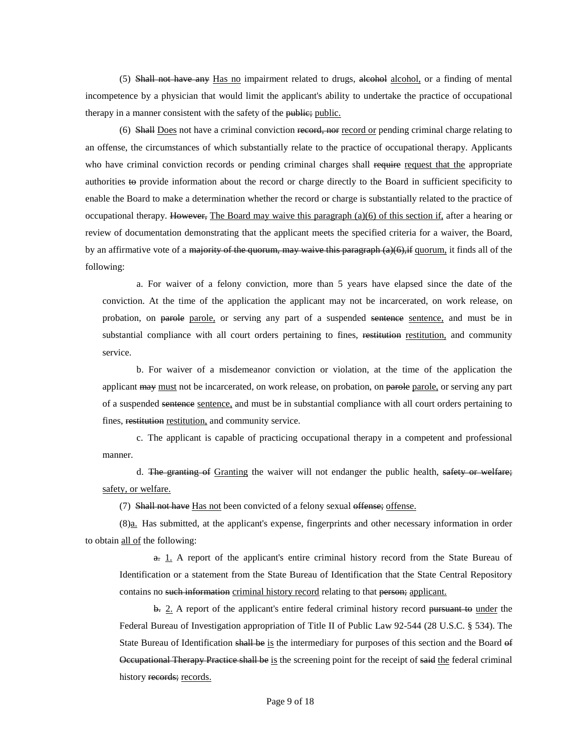(5) ~~Shall not have any~~ <u>Has no</u> impairment related to drugs, ~~alcohol~~ <u>alcohol,</u> or a finding of mental incompetence by a physician that would limit the applicant's ability to undertake the practice of occupational therapy in a manner consistent with the safety of the ~~public;~~ <u>public.</u>

(6) ~~Shall~~ <u>Does</u> not have a criminal conviction ~~record, nor~~ <u>record or</u> pending criminal charge relating to an offense, the circumstances of which substantially relate to the practice of occupational therapy. Applicants who have criminal conviction records or pending criminal charges shall ~~require~~ <u>request that the</u> appropriate authorities ~~to~~ provide information about the record or charge directly to the Board in sufficient specificity to enable the Board to make a determination whether the record or charge is substantially related to the practice of occupational therapy. ~~However,~~ <u>The Board may waive this paragraph (a)(6) of this section if,</u> after a hearing or review of documentation demonstrating that the applicant meets the specified criteria for a waiver, the Board, by an affirmative vote of a ~~majority of the quorum, may waive this paragraph (a)(6),if~~ <u>quorum,</u> it finds all of the following:

a. For waiver of a felony conviction, more than 5 years have elapsed since the date of the conviction. At the time of the application the applicant may not be incarcerated, on work release, on probation, on ~~parole~~ <u>parole,</u> or serving any part of a suspended ~~sentence~~ <u>sentence,</u> and must be in substantial compliance with all court orders pertaining to fines, ~~restitution~~ <u>restitution,</u> and community service.

b. For waiver of a misdemeanor conviction or violation, at the time of the application the applicant ~~may~~ <u>must</u> not be incarcerated, on work release, on probation, on ~~parole~~ <u>parole,</u> or serving any part of a suspended ~~sentence~~ <u>sentence,</u> and must be in substantial compliance with all court orders pertaining to fines, ~~restitution~~ <u>restitution,</u> and community service.

c. The applicant is capable of practicing occupational therapy in a competent and professional manner.

d. ~~The granting of~~ <u>Granting</u> the waiver will not endanger the public health, ~~safety or welfare;~~ <u>safety, or welfare.</u>

(7) ~~Shall not have~~ <u>Has not</u> been convicted of a felony sexual ~~offense;~~ <u>offense.</u>

(8)<u>a.</u> Has submitted, at the applicant's expense, fingerprints and other necessary information in order to obtain <u>all of</u> the following:

~~a.~~ <u>1.</u> A report of the applicant's entire criminal history record from the State Bureau of Identification or a statement from the State Bureau of Identification that the State Central Repository contains no ~~such information~~ <u>criminal history record</u> relating to that ~~person;~~ <u>applicant.</u>

~~b.~~ <u>2.</u> A report of the applicant's entire federal criminal history record ~~pursuant to~~ <u>under</u> the Federal Bureau of Investigation appropriation of Title II of Public Law 92-544 (28 U.S.C. § 534). The State Bureau of Identification ~~shall be~~ <u>is</u> the intermediary for purposes of this section and the Board ~~of Occupational Therapy Practice shall be~~ <u>is</u> the screening point for the receipt of ~~said~~ <u>the</u> federal criminal history ~~records;~~ <u>records.</u>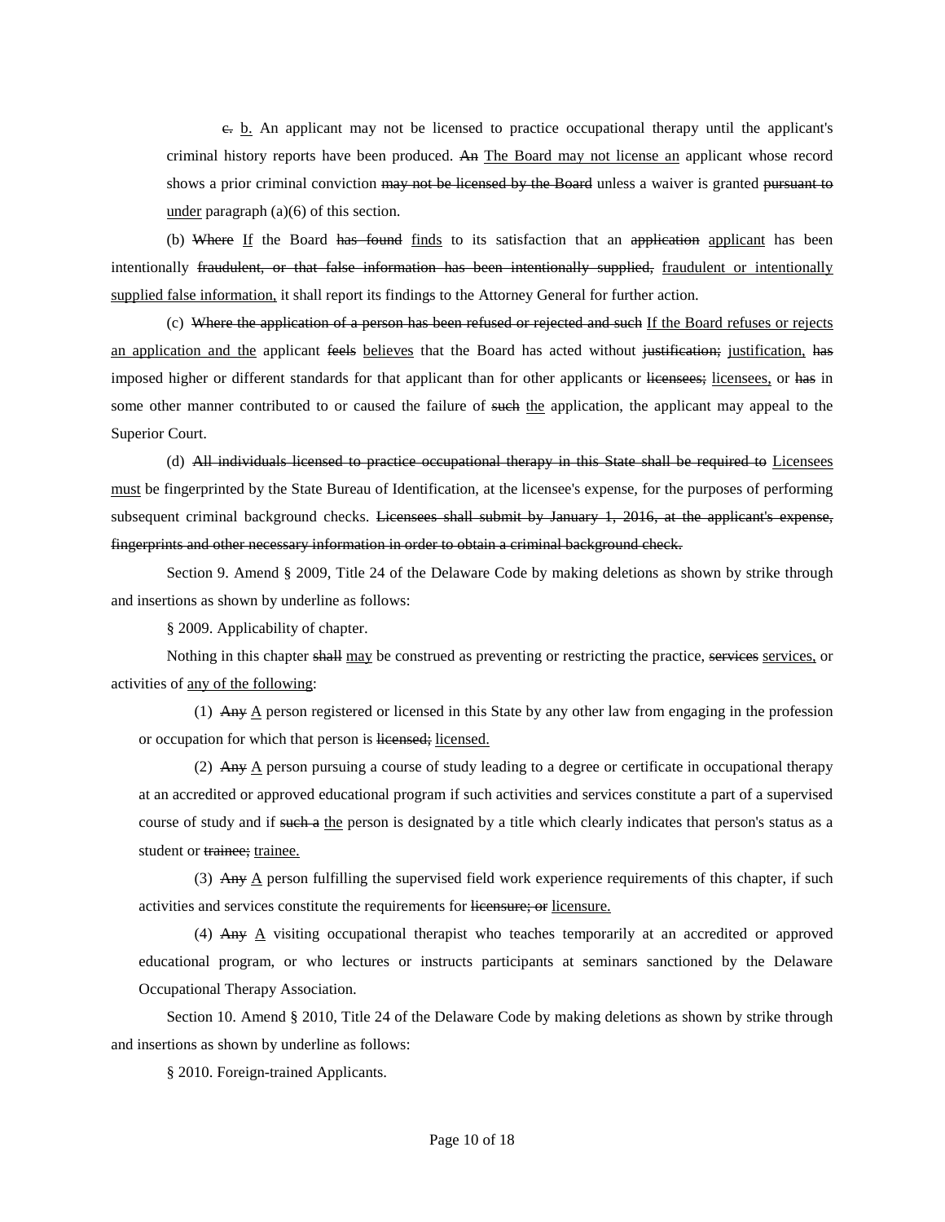c. b. An applicant may not be licensed to practice occupational therapy until the applicant's criminal history reports have been produced. An The Board may not license an applicant whose record shows a prior criminal conviction may not be licensed by the Board unless a waiver is granted pursuant to under paragraph (a)(6) of this section.

(b) Where If the Board has found finds to its satisfaction that an application applicant has been intentionally fraudulent, or that false information has been intentionally supplied, fraudulent or intentionally supplied false information, it shall report its findings to the Attorney General for further action.

(c) Where the application of a person has been refused or rejected and such If the Board refuses or rejects an application and the applicant feels believes that the Board has acted without justification; justification, has imposed higher or different standards for that applicant than for other applicants or licensees; licensees, or has in some other manner contributed to or caused the failure of such the application, the applicant may appeal to the Superior Court.

(d) All individuals licensed to practice occupational therapy in this State shall be required to Licensees must be fingerprinted by the State Bureau of Identification, at the licensee's expense, for the purposes of performing subsequent criminal background checks. Licensees shall submit by January 1, 2016, at the applicant's expense, fingerprints and other necessary information in order to obtain a criminal background check.

Section 9. Amend § 2009, Title 24 of the Delaware Code by making deletions as shown by strike through and insertions as shown by underline as follows:

§ 2009. Applicability of chapter.

Nothing in this chapter shall may be construed as preventing or restricting the practice, services services, or activities of any of the following:

(1) Any A person registered or licensed in this State by any other law from engaging in the profession or occupation for which that person is licensed; licensed.

(2) Any A person pursuing a course of study leading to a degree or certificate in occupational therapy at an accredited or approved educational program if such activities and services constitute a part of a supervised course of study and if such a the person is designated by a title which clearly indicates that person's status as a student or trainee; trainee.

(3) Any A person fulfilling the supervised field work experience requirements of this chapter, if such activities and services constitute the requirements for licensure; or licensure.

(4) Any A visiting occupational therapist who teaches temporarily at an accredited or approved educational program, or who lectures or instructs participants at seminars sanctioned by the Delaware Occupational Therapy Association.

Section 10. Amend § 2010, Title 24 of the Delaware Code by making deletions as shown by strike through and insertions as shown by underline as follows:

§ 2010. Foreign-trained Applicants.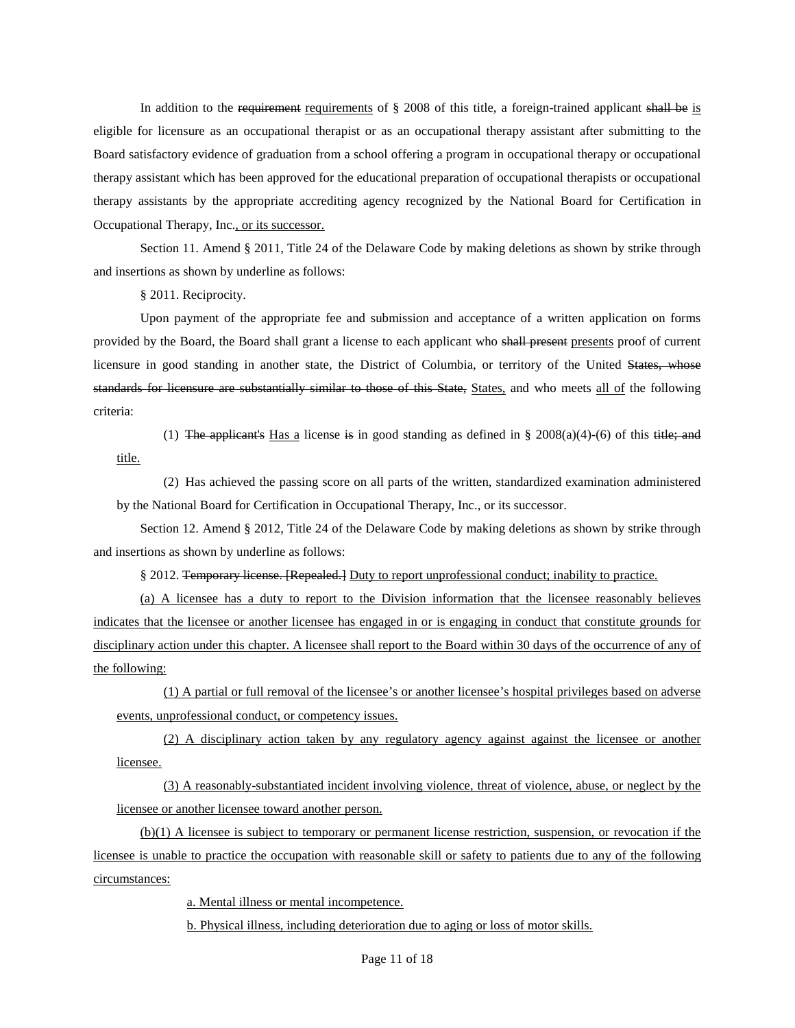In addition to the ~~requirement~~ <u>requirements</u> of § 2008 of this title, a foreign-trained applicant ~~shall be~~ <u>is</u> eligible for licensure as an occupational therapist or as an occupational therapy assistant after submitting to the Board satisfactory evidence of graduation from a school offering a program in occupational therapy or occupational therapy assistant which has been approved for the educational preparation of occupational therapists or occupational therapy assistants by the appropriate accrediting agency recognized by the National Board for Certification in Occupational Therapy, Inc.<u>, or its successor.</u>

Section 11. Amend § 2011, Title 24 of the Delaware Code by making deletions as shown by strike through and insertions as shown by underline as follows:

§ 2011. Reciprocity.

Upon payment of the appropriate fee and submission and acceptance of a written application on forms provided by the Board, the Board shall grant a license to each applicant who ~~shall present~~ <u>presents</u> proof of current licensure in good standing in another state, the District of Columbia, or territory of the United ~~States, whose standards for licensure are substantially similar to those of this State,~~ <u>States,</u> and who meets <u>all of</u> the following criteria:

(1) ~~The applicant's~~ <u>Has a</u> license ~~is~~ in good standing as defined in § 2008(a)(4)-(6) of this ~~title; and~~ <u>title.</u>

(2) Has achieved the passing score on all parts of the written, standardized examination administered by the National Board for Certification in Occupational Therapy, Inc., or its successor.

Section 12. Amend § 2012, Title 24 of the Delaware Code by making deletions as shown by strike through and insertions as shown by underline as follows:

§ 2012. ~~Temporary license. [Repealed.]~~ <u>Duty to report unprofessional conduct; inability to practice.</u>

<u>(a) A licensee has a duty to report to the Division information that the licensee reasonably believes indicates that the licensee or another licensee has engaged in or is engaging in conduct that constitute grounds for disciplinary action under this chapter. A licensee shall report to the Board within 30 days of the occurrence of any of the following:</u>

<u>(1) A partial or full removal of the licensee's or another licensee's hospital privileges based on adverse events, unprofessional conduct, or competency issues.</u>

<u>(2) A disciplinary action taken by any regulatory agency against against the licensee or another licensee.</u>

<u>(3) A reasonably-substantiated incident involving violence, threat of violence, abuse, or neglect by the licensee or another licensee toward another person.</u>

<u>(b)(1) A licensee is subject to temporary or permanent license restriction, suspension, or revocation if the licensee is unable to practice the occupation with reasonable skill or safety to patients due to any of the following circumstances:</u>

<u>a. Mental illness or mental incompetence.</u>

<u>b. Physical illness, including deterioration due to aging or loss of motor skills.</u>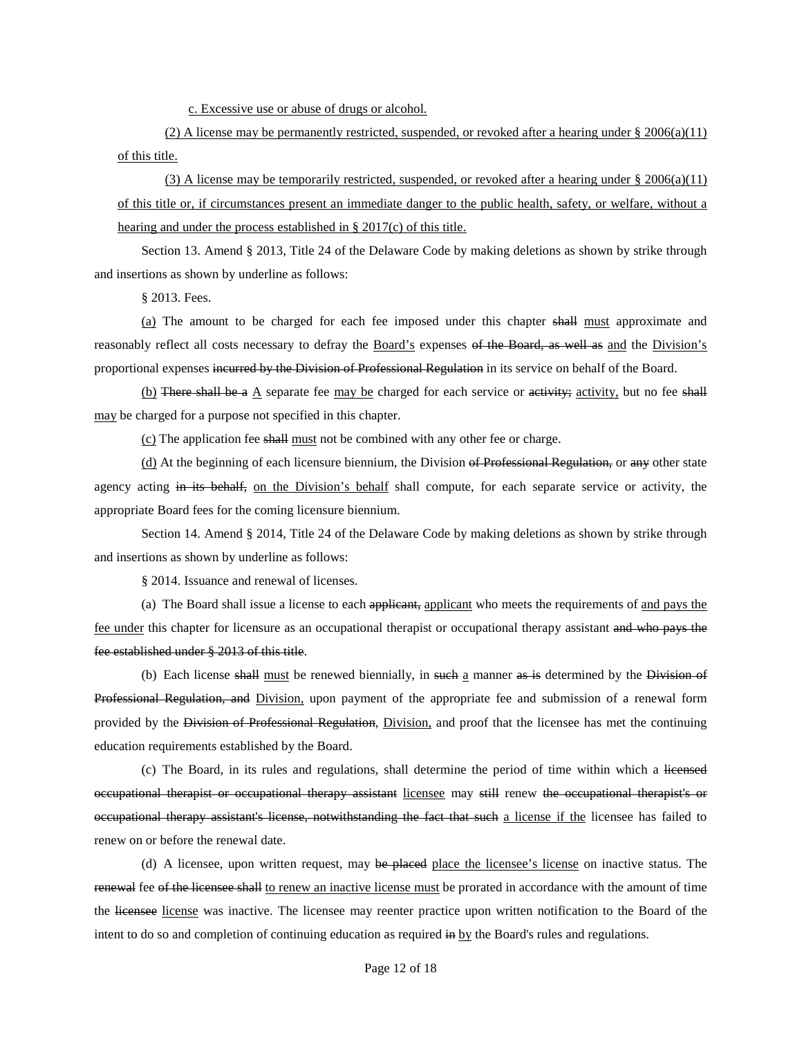<u>c. Excessive use or abuse of drugs or alcohol.</u>

<u>(2) A license may be permanently restricted, suspended, or revoked after a hearing under § 2006(a)(11) of this title.</u>

<u>(3) A license may be temporarily restricted, suspended, or revoked after a hearing under § 2006(a)(11) of this title or, if circumstances present an immediate danger to the public health, safety, or welfare, without a hearing and under the process established in § 2017(c) of this title.</u>

Section 13. Amend § 2013, Title 24 of the Delaware Code by making deletions as shown by strike through and insertions as shown by underline as follows:

§ 2013. Fees.

<u>(a)</u> The amount to be charged for each fee imposed under this chapter ~~shall~~ <u>must</u> approximate and reasonably reflect all costs necessary to defray the <u>Board's</u> expenses ~~of the Board, as well as~~ <u>and</u> the <u>Division's</u> proportional expenses ~~incurred by the Division of Professional Regulation~~ in its service on behalf of the Board.

<u>(b)</u> ~~There shall be a~~ <u>A</u> separate fee <u>may be</u> charged for each service or ~~activity;~~ <u>activity,</u> but no fee ~~shall~~ <u>may</u> be charged for a purpose not specified in this chapter.

<u>(c)</u> The application fee ~~shall~~ <u>must</u> not be combined with any other fee or charge.

<u>(d)</u> At the beginning of each licensure biennium, the Division ~~of Professional Regulation,~~ or ~~any~~ other state agency acting ~~in its behalf,~~ <u>on the Division's behalf</u> shall compute, for each separate service or activity, the appropriate Board fees for the coming licensure biennium.

Section 14. Amend § 2014, Title 24 of the Delaware Code by making deletions as shown by strike through and insertions as shown by underline as follows:

§ 2014. Issuance and renewal of licenses.

(a) The Board shall issue a license to each ~~applicant,~~ <u>applicant</u> who meets the requirements of <u>and pays the fee under</u> this chapter for licensure as an occupational therapist or occupational therapy assistant ~~and who pays the fee established under § 2013 of this title~~.

(b) Each license ~~shall~~ <u>must</u> be renewed biennially, in ~~such~~ <u>a</u> manner ~~as is~~ determined by the ~~Division of Professional Regulation, and~~ <u>Division,</u> upon payment of the appropriate fee and submission of a renewal form provided by the ~~Division of Professional Regulation,~~ <u>Division,</u> and proof that the licensee has met the continuing education requirements established by the Board.

(c) The Board, in its rules and regulations, shall determine the period of time within which a ~~licensed occupational therapist or occupational therapy assistant~~ <u>licensee</u> may ~~still~~ renew ~~the occupational therapist's or occupational therapy assistant's license, notwithstanding the fact that such~~ <u>a license if the</u> licensee has failed to renew on or before the renewal date.

(d) A licensee, upon written request, may ~~be placed~~ <u>place the licensee's license</u> on inactive status. The ~~renewal~~ fee ~~of the licensee shall~~ <u>to renew an inactive license must</u> be prorated in accordance with the amount of time the ~~licensee~~ <u>license</u> was inactive. The licensee may reenter practice upon written notification to the Board of the intent to do so and completion of continuing education as required ~~in~~ <u>by</u> the Board's rules and regulations.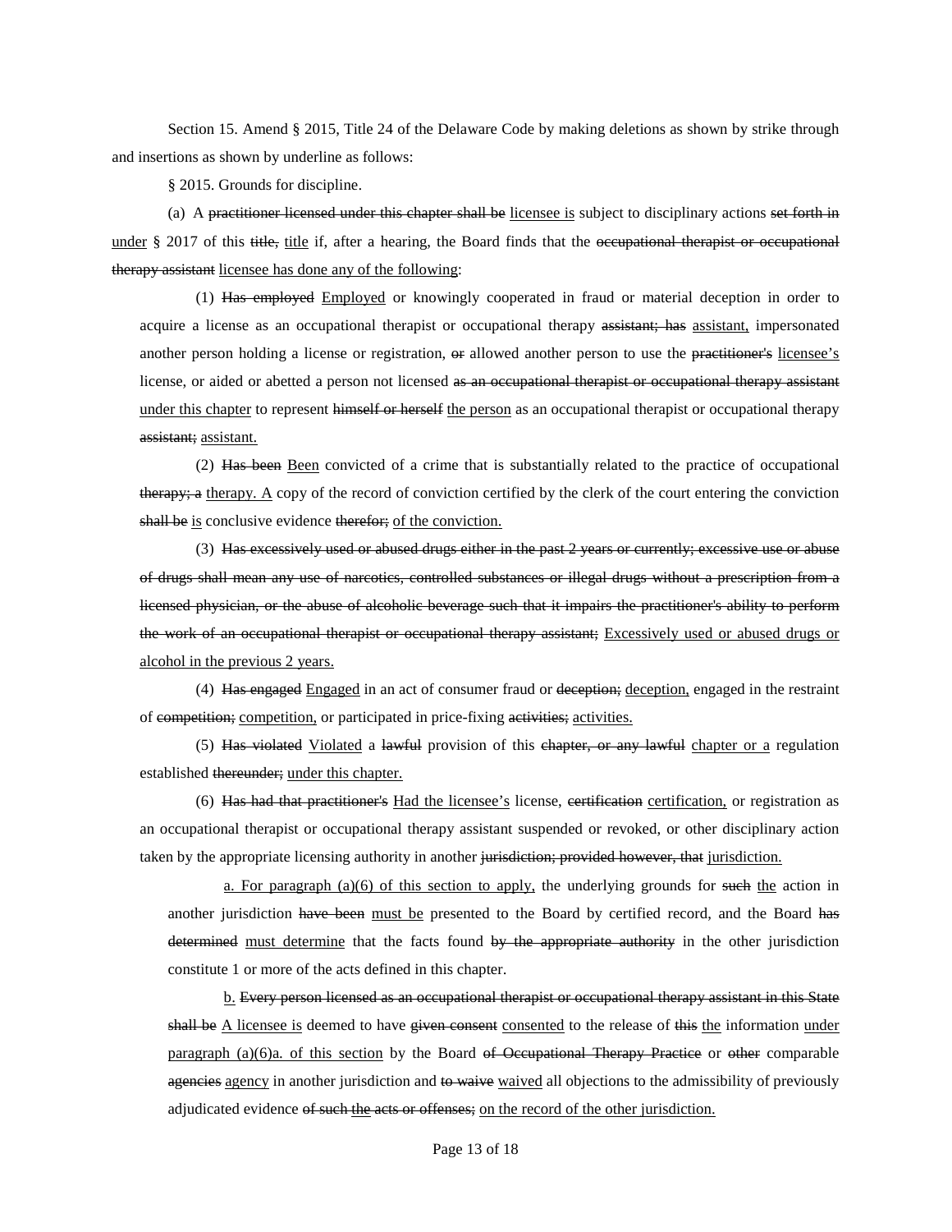Section 15. Amend § 2015, Title 24 of the Delaware Code by making deletions as shown by strike through and insertions as shown by underline as follows:

§ 2015. Grounds for discipline.

(a) A ~~practitioner licensed under this chapter shall be~~ <u>licensee is</u> subject to disciplinary actions ~~set forth in~~ <u>under</u> § 2017 of this ~~title,~~ <u>title</u> if, after a hearing, the Board finds that the ~~occupational therapist or occupational therapy assistant~~ <u>licensee has done any of the following</u>:

(1) ~~Has employed~~ <u>Employed</u> or knowingly cooperated in fraud or material deception in order to acquire a license as an occupational therapist or occupational therapy ~~assistant; has~~ <u>assistant,</u> impersonated another person holding a license or registration, ~~or~~ allowed another person to use the ~~practitioner's~~ <u>licensee's</u> license, or aided or abetted a person not licensed ~~as an occupational therapist or occupational therapy assistant~~ <u>under this chapter</u> to represent ~~himself or herself~~ <u>the person</u> as an occupational therapist or occupational therapy ~~assistant;~~ <u>assistant.</u>

(2) ~~Has been~~ <u>Been</u> convicted of a crime that is substantially related to the practice of occupational ~~therapy; a~~ <u>therapy. A</u> copy of the record of conviction certified by the clerk of the court entering the conviction ~~shall be~~ <u>is</u> conclusive evidence ~~therefor;~~ <u>of the conviction.</u>

(3) ~~Has excessively used or abused drugs either in the past 2 years or currently; excessive use or abuse of drugs shall mean any use of narcotics, controlled substances or illegal drugs without a prescription from a licensed physician, or the abuse of alcoholic beverage such that it impairs the practitioner's ability to perform the work of an occupational therapist or occupational therapy assistant;~~ <u>Excessively used or abused drugs or alcohol in the previous 2 years.</u>

(4) ~~Has engaged~~ <u>Engaged</u> in an act of consumer fraud or ~~deception;~~ <u>deception,</u> engaged in the restraint of ~~competition;~~ <u>competition,</u> or participated in price-fixing ~~activities;~~ <u>activities.</u>

(5) ~~Has violated~~ <u>Violated</u> a ~~lawful~~ provision of this ~~chapter, or any lawful~~ <u>chapter or a</u> regulation established ~~thereunder;~~ <u>under this chapter.</u>

(6) ~~Has had that practitioner's~~ <u>Had the licensee's</u> license, ~~certification~~ <u>certification,</u> or registration as an occupational therapist or occupational therapy assistant suspended or revoked, or other disciplinary action taken by the appropriate licensing authority in another ~~jurisdiction; provided however, that~~ <u>jurisdiction.</u>

<u>a. For paragraph (a)(6) of this section to apply,</u> the underlying grounds for ~~such~~ <u>the</u> action in another jurisdiction ~~have been~~ <u>must be</u> presented to the Board by certified record, and the Board ~~has determined~~ <u>must determine</u> that the facts found ~~by the appropriate authority~~ in the other jurisdiction constitute 1 or more of the acts defined in this chapter.

<u>b.</u> ~~Every person licensed as an occupational therapist or occupational therapy assistant in this State shall be~~ <u>A licensee is</u> deemed to have ~~given consent~~ <u>consented</u> to the release of ~~this~~ <u>the</u> information <u>under paragraph (a)(6)a. of this section</u> by the Board ~~of Occupational Therapy Practice~~ or ~~other~~ comparable ~~agencies~~ <u>agency</u> in another jurisdiction and ~~to waive~~ <u>waived</u> all objections to the admissibility of previously adjudicated evidence ~~of such~~ ~~the~~ ~~acts or offenses;~~ <u>on the record of the other jurisdiction.</u>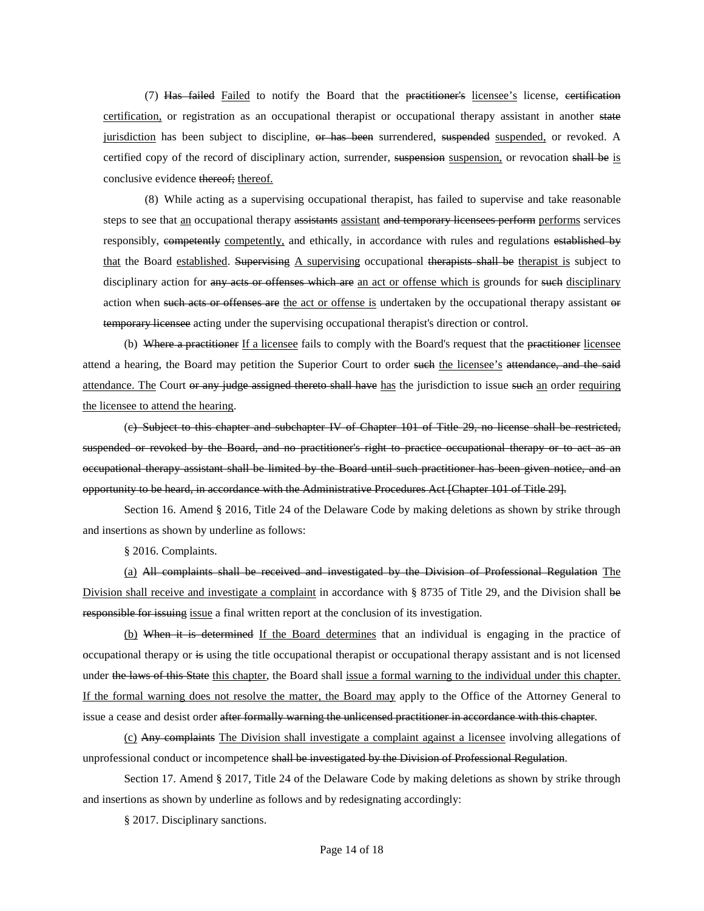(7) ~~Has failed~~ <u>Failed</u> to notify the Board that the ~~practitioner's~~ <u>licensee's</u> license, ~~certification~~ <u>certification,</u> or registration as an occupational therapist or occupational therapy assistant in another ~~state~~ <u>jurisdiction</u> has been subject to discipline, ~~or has been~~ surrendered, ~~suspended~~ <u>suspended,</u> or revoked. A certified copy of the record of disciplinary action, surrender, ~~suspension~~ <u>suspension,</u> or revocation ~~shall be~~ <u>is</u> conclusive evidence ~~thereof;~~ <u>thereof.</u>

(8) While acting as a supervising occupational therapist, has failed to supervise and take reasonable steps to see that <u>an</u> occupational therapy ~~assistants~~ <u>assistant</u> ~~and temporary licensees perform~~ <u>performs</u> services responsibly, ~~competently~~ <u>competently,</u> and ethically, in accordance with rules and regulations ~~established by~~ <u>that</u> the Board <u>established</u>. ~~Supervising~~ <u>A supervising</u> occupational ~~therapists shall be~~ <u>therapist is</u> subject to disciplinary action for ~~any acts or offenses which are~~ <u>an act or offense which is</u> grounds for ~~such~~ <u>disciplinary</u> action when ~~such acts or offenses are~~ <u>the act or offense is</u> undertaken by the occupational therapy assistant ~~or temporary licensee~~ acting under the supervising occupational therapist's direction or control.

(b) ~~Where a practitioner~~ <u>If a licensee</u> fails to comply with the Board's request that the ~~practitioner~~ <u>licensee</u> attend a hearing, the Board may petition the Superior Court to order ~~such~~ <u>the licensee's</u> ~~attendance, and the said~~ <u>attendance. The</u> Court ~~or any judge assigned thereto shall have~~ <u>has</u> the jurisdiction to issue ~~such~~ <u>an</u> order <u>requiring the licensee to attend the hearing</u>.

~~(c) Subject to this chapter and subchapter IV of Chapter 101 of Title 29, no license shall be restricted, suspended or revoked by the Board, and no practitioner's right to practice occupational therapy or to act as an occupational therapy assistant shall be limited by the Board until such practitioner has been given notice, and an opportunity to be heard, in accordance with the Administrative Procedures Act [Chapter 101 of Title 29].~~

Section 16. Amend § 2016, Title 24 of the Delaware Code by making deletions as shown by strike through and insertions as shown by underline as follows:

§ 2016. Complaints.

<u>(a)</u> ~~All complaints shall be received and investigated by the Division of Professional Regulation~~ <u>The Division shall receive and investigate a complaint</u> in accordance with § 8735 of Title 29, and the Division shall ~~be responsible for issuing~~ <u>issue</u> a final written report at the conclusion of its investigation.

<u>(b)</u> ~~When it is determined~~ <u>If the Board determines</u> that an individual is engaging in the practice of occupational therapy or ~~is~~ using the title occupational therapist or occupational therapy assistant and is not licensed under ~~the laws of this State~~ <u>this chapter</u>, the Board shall <u>issue a formal warning to the individual under this chapter. If the formal warning does not resolve the matter, the Board may</u> apply to the Office of the Attorney General to issue a cease and desist order ~~after formally warning the unlicensed practitioner in accordance with this chapter~~.

<u>(c)</u> ~~Any complaints~~ <u>The Division shall investigate a complaint against a licensee</u> involving allegations of unprofessional conduct or incompetence ~~shall be investigated by the Division of Professional Regulation~~.

Section 17. Amend § 2017, Title 24 of the Delaware Code by making deletions as shown by strike through and insertions as shown by underline as follows and by redesignating accordingly:

§ 2017. Disciplinary sanctions.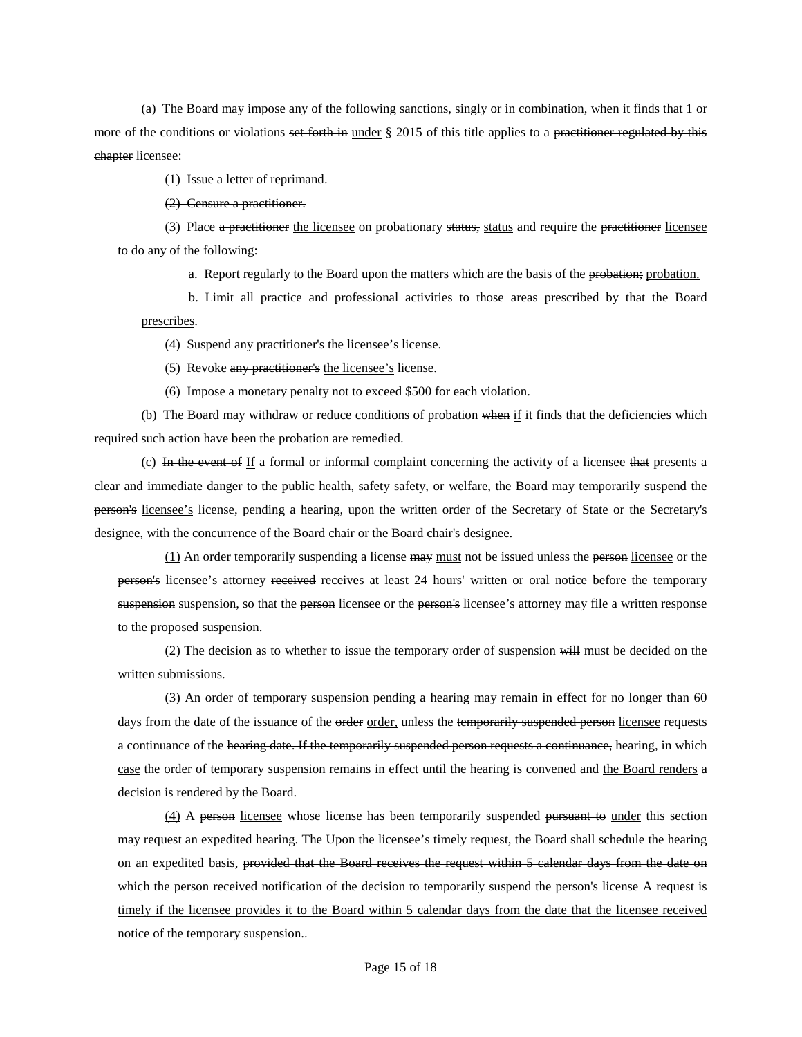(a) The Board may impose any of the following sanctions, singly or in combination, when it finds that 1 or more of the conditions or violations ~~set forth in~~ <u>under</u> § 2015 of this title applies to a ~~practitioner regulated by this chapter~~ <u>licensee</u>:

(1) Issue a letter of reprimand.

~~(2) Censure a practitioner.~~

(3) Place ~~a practitioner~~ <u>the licensee</u> on probationary ~~status,~~ <u>status</u> and require the ~~practitioner~~ <u>licensee</u> to <u>do any of the following</u>:

a. Report regularly to the Board upon the matters which are the basis of the ~~probation;~~ <u>probation.</u>

b. Limit all practice and professional activities to those areas ~~prescribed by~~ <u>that</u> the Board <u>prescribes</u>.

(4) Suspend ~~any practitioner's~~ <u>the licensee's</u> license.

(5) Revoke ~~any practitioner's~~ <u>the licensee's</u> license.

(6) Impose a monetary penalty not to exceed $500 for each violation.

(b) The Board may withdraw or reduce conditions of probation ~~when~~ <u>if</u> it finds that the deficiencies which required ~~such action have been~~ <u>the probation are</u> remedied.

(c) ~~In the event of~~ <u>If</u> a formal or informal complaint concerning the activity of a licensee ~~that~~ presents a clear and immediate danger to the public health, ~~safety~~ <u>safety,</u> or welfare, the Board may temporarily suspend the ~~person's~~ <u>licensee's</u> license, pending a hearing, upon the written order of the Secretary of State or the Secretary's designee, with the concurrence of the Board chair or the Board chair's designee.

<u>(1)</u> An order temporarily suspending a license ~~may~~ <u>must</u> not be issued unless the ~~person~~ <u>licensee</u> or the ~~person's~~ <u>licensee's</u> attorney ~~received~~ <u>receives</u> at least 24 hours' written or oral notice before the temporary ~~suspension~~ <u>suspension,</u> so that the ~~person~~ <u>licensee</u> or the ~~person's~~ <u>licensee's</u> attorney may file a written response to the proposed suspension.

<u>(2)</u> The decision as to whether to issue the temporary order of suspension ~~will~~ <u>must</u> be decided on the written submissions.

<u>(3)</u> An order of temporary suspension pending a hearing may remain in effect for no longer than 60 days from the date of the issuance of the ~~order~~ <u>order,</u> unless the ~~temporarily suspended person~~ <u>licensee</u> requests a continuance of the ~~hearing date. If the temporarily suspended person requests a continuance,~~ <u>hearing, in which case</u> the order of temporary suspension remains in effect until the hearing is convened and <u>the Board renders</u> a decision ~~is rendered by the Board~~.

<u>(4)</u> A ~~person~~ <u>licensee</u> whose license has been temporarily suspended ~~pursuant to~~ <u>under</u> this section may request an expedited hearing. ~~The~~ <u>Upon the licensee's timely request, the</u> Board shall schedule the hearing on an expedited basis, ~~provided that the Board receives the request within 5 calendar days from the date on which the person received notification of the decision to temporarily suspend the person's license~~ <u>A request is timely if the licensee provides it to the Board within 5 calendar days from the date that the licensee received notice of the temporary suspension.</u>.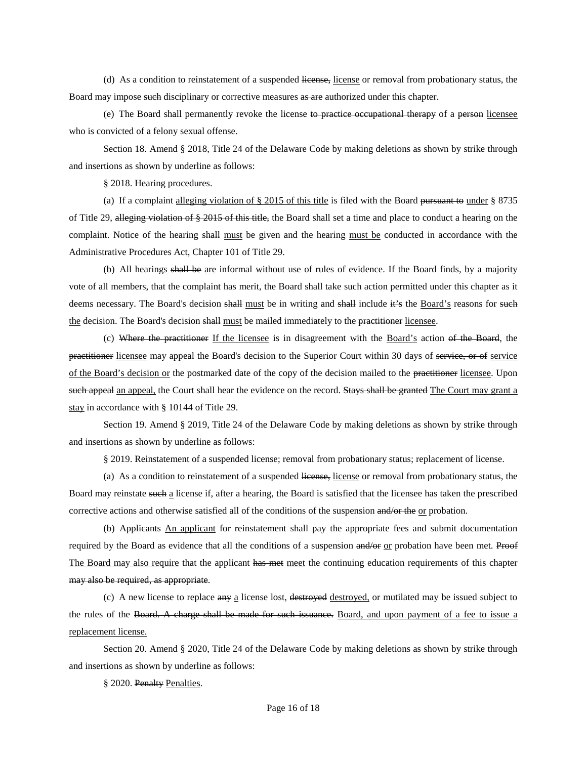(d) As a condition to reinstatement of a suspended ~~license,~~ <u>license</u> or removal from probationary status, the Board may impose ~~such~~ disciplinary or corrective measures ~~as are~~ authorized under this chapter.

(e) The Board shall permanently revoke the license ~~to practice occupational therapy~~ of a ~~person~~ <u>licensee</u> who is convicted of a felony sexual offense.

Section 18. Amend § 2018, Title 24 of the Delaware Code by making deletions as shown by strike through and insertions as shown by underline as follows:

§ 2018. Hearing procedures.

(a) If a complaint <u>alleging violation of § 2015 of this title</u> is filed with the Board ~~pursuant to~~ <u>under</u> § 8735 of Title 29, ~~alleging violation of § 2015 of this title,~~ the Board shall set a time and place to conduct a hearing on the complaint. Notice of the hearing ~~shall~~ <u>must</u> be given and the hearing <u>must be</u> conducted in accordance with the Administrative Procedures Act, Chapter 101 of Title 29.

(b) All hearings ~~shall be~~ <u>are</u> informal without use of rules of evidence. If the Board finds, by a majority vote of all members, that the complaint has merit, the Board shall take such action permitted under this chapter as it deems necessary. The Board's decision ~~shall~~ <u>must</u> be in writing and ~~shall~~ include ~~it's~~ the <u>Board's</u> reasons for ~~such~~ <u>the</u> decision. The Board's decision ~~shall~~ <u>must</u> be mailed immediately to the ~~practitioner~~ <u>licensee</u>.

(c) ~~Where the practitioner~~ <u>If the licensee</u> is in disagreement with the <u>Board's</u> action ~~of the Board~~, the ~~practitioner~~ <u>licensee</u> may appeal the Board's decision to the Superior Court within 30 days of ~~service, or of~~ <u>service of the Board's decision or</u> the postmarked date of the copy of the decision mailed to the ~~practitioner~~ <u>licensee</u>. Upon ~~such appeal~~ <u>an appeal,</u> the Court shall hear the evidence on the record. ~~Stays shall be granted~~ <u>The Court may grant a stay</u> in accordance with § 10144 of Title 29.

Section 19. Amend § 2019, Title 24 of the Delaware Code by making deletions as shown by strike through and insertions as shown by underline as follows:

§ 2019. Reinstatement of a suspended license; removal from probationary status; replacement of license.

(a) As a condition to reinstatement of a suspended ~~license,~~ <u>license</u> or removal from probationary status, the Board may reinstate ~~such~~ <u>a</u> license if, after a hearing, the Board is satisfied that the licensee has taken the prescribed corrective actions and otherwise satisfied all of the conditions of the suspension ~~and/or the~~ <u>or</u> probation.

(b) ~~Applicants~~ <u>An applicant</u> for reinstatement shall pay the appropriate fees and submit documentation required by the Board as evidence that all the conditions of a suspension ~~and/or~~ <u>or</u> probation have been met. ~~Proof~~ <u>The Board may also require</u> that the applicant ~~has met~~ <u>meet</u> the continuing education requirements of this chapter ~~may also be required, as appropriate~~.

(c) A new license to replace ~~any~~ <u>a</u> license lost, ~~destroyed~~ <u>destroyed,</u> or mutilated may be issued subject to the rules of the ~~Board. A charge shall be made for such issuance.~~ <u>Board, and upon payment of a fee to issue a replacement license.</u>

Section 20. Amend § 2020, Title 24 of the Delaware Code by making deletions as shown by strike through and insertions as shown by underline as follows:

§ 2020. ~~Penalty~~ <u>Penalties</u>.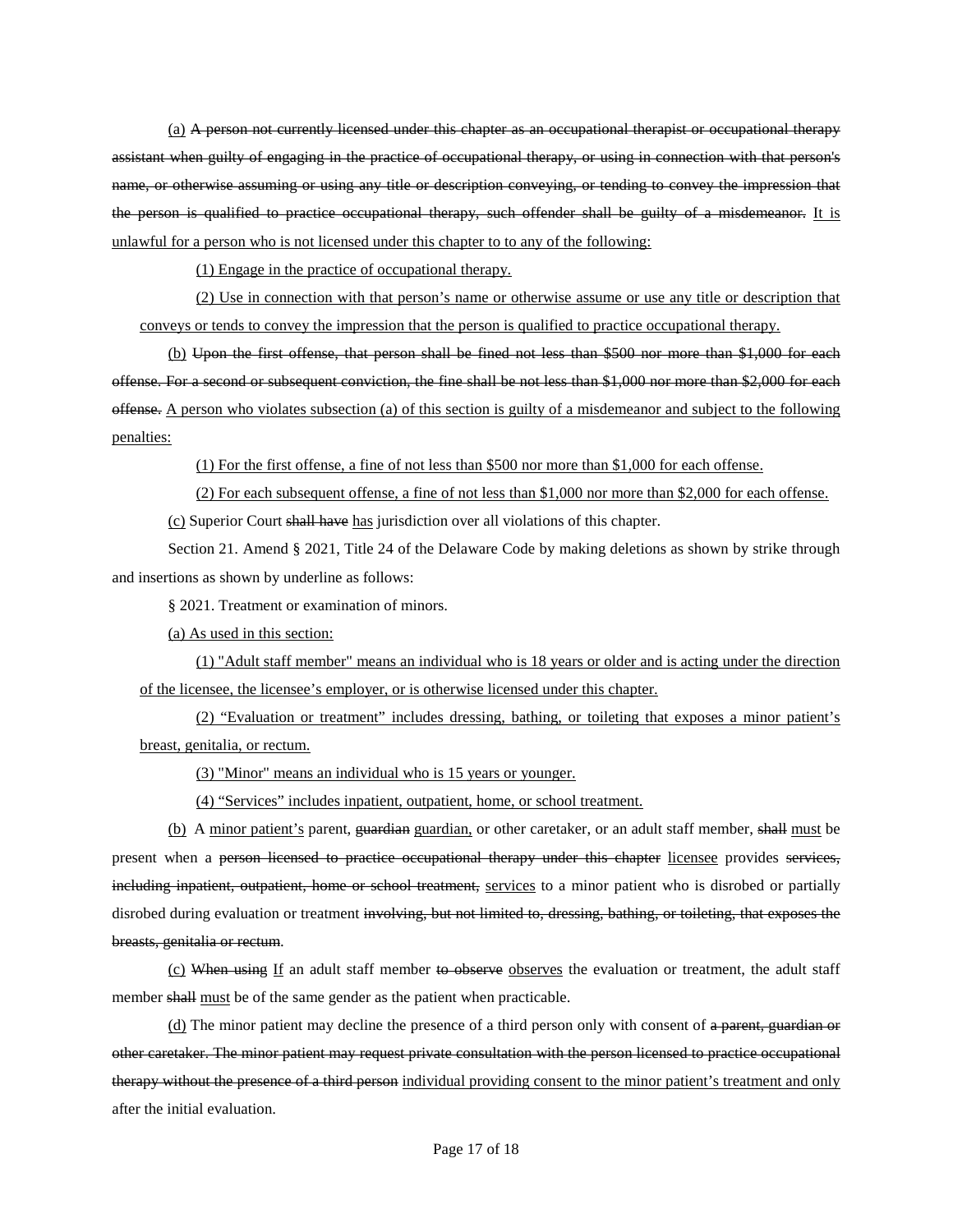(a) ~~A person not currently licensed under this chapter as an occupational therapist or occupational therapy assistant when guilty of engaging in the practice of occupational therapy, or using in connection with that person's name, or otherwise assuming or using any title or description conveying, or tending to convey the impression that the person is qualified to practice occupational therapy, such offender shall be guilty of a misdemeanor.~~ It is unlawful for a person who is not licensed under this chapter to to any of the following:

(1) Engage in the practice of occupational therapy.

(2) Use in connection with that person's name or otherwise assume or use any title or description that conveys or tends to convey the impression that the person is qualified to practice occupational therapy.

(b) ~~Upon the first offense, that person shall be fined not less than $500 nor more than $1,000 for each offense. For a second or subsequent conviction, the fine shall be not less than $1,000 nor more than $2,000 for each offense.~~ A person who violates subsection (a) of this section is guilty of a misdemeanor and subject to the following penalties:

(1) For the first offense, a fine of not less than $500 nor more than $1,000 for each offense.

(2) For each subsequent offense, a fine of not less than $1,000 nor more than $2,000 for each offense.

(c) Superior Court ~~shall have~~ has jurisdiction over all violations of this chapter.

Section 21. Amend § 2021, Title 24 of the Delaware Code by making deletions as shown by strike through and insertions as shown by underline as follows:

§ 2021. Treatment or examination of minors.

(a) As used in this section:

(1) "Adult staff member" means an individual who is 18 years or older and is acting under the direction of the licensee, the licensee's employer, or is otherwise licensed under this chapter.

(2) "Evaluation or treatment" includes dressing, bathing, or toileting that exposes a minor patient's breast, genitalia, or rectum.

(3) "Minor" means an individual who is 15 years or younger.

(4) "Services" includes inpatient, outpatient, home, or school treatment.

(b) A minor patient's parent, ~~guardian~~ guardian, or other caretaker, or an adult staff member, ~~shall~~ must be present when a ~~person licensed to practice occupational therapy under this chapter~~ licensee provides ~~services, including inpatient, outpatient, home or school treatment,~~ services to a minor patient who is disrobed or partially disrobed during evaluation or treatment ~~involving, but not limited to, dressing, bathing, or toileting, that exposes the breasts, genitalia or rectum~~.

(c) ~~When using~~ If an adult staff member ~~to observe~~ observes the evaluation or treatment, the adult staff member ~~shall~~ must be of the same gender as the patient when practicable.

(d) The minor patient may decline the presence of a third person only with consent of ~~a parent, guardian or other caretaker. The minor patient may request private consultation with the person licensed to practice occupational therapy without the presence of a third person~~ individual providing consent to the minor patient's treatment and only after the initial evaluation.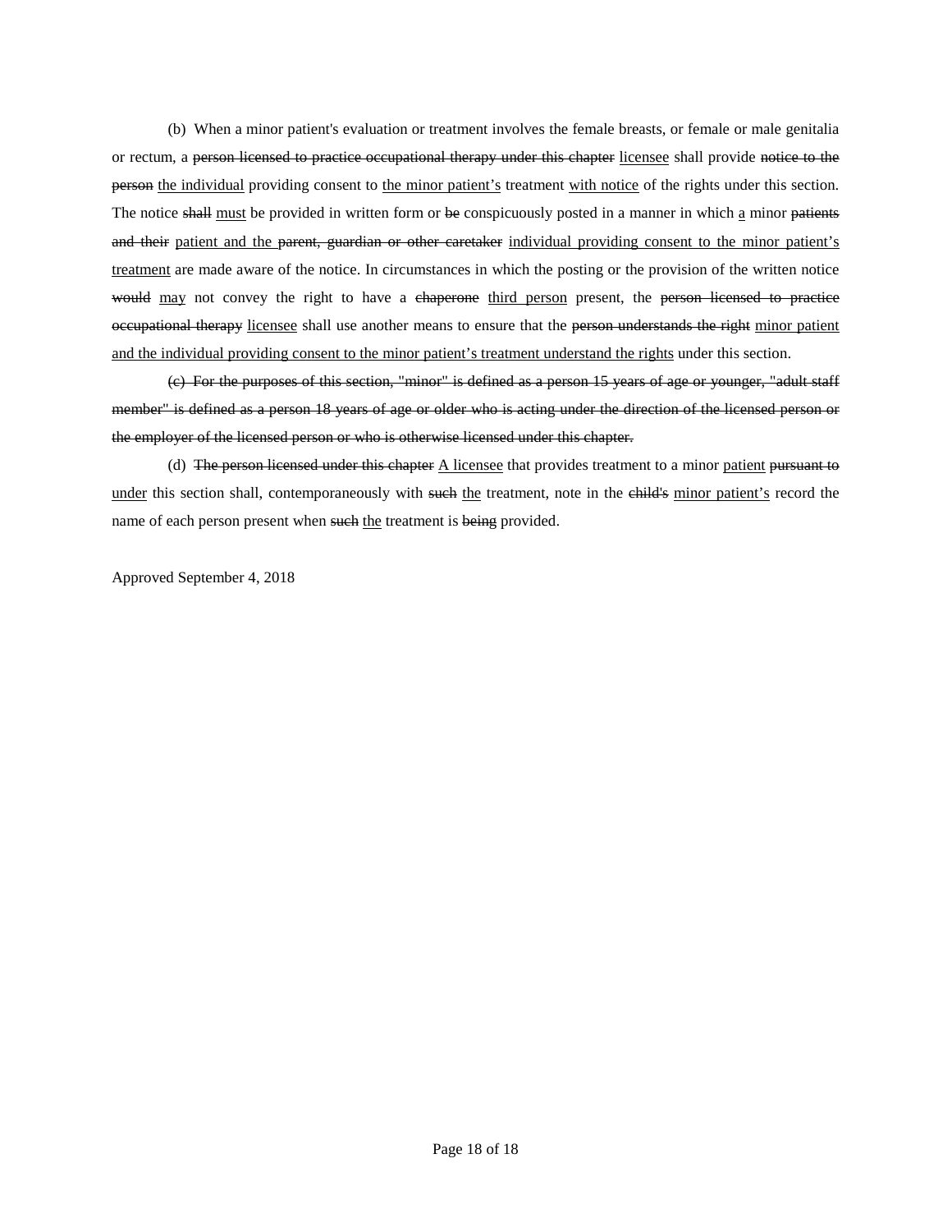(b) When a minor patient's evaluation or treatment involves the female breasts, or female or male genitalia or rectum, a ~~person licensed to practice occupational therapy under this chapter~~ <u>licensee</u> shall provide ~~notice to the person~~ <u>the individual</u> providing consent to <u>the minor patient's</u> treatment <u>with notice</u> of the rights under this section. The notice ~~shall~~ <u>must</u> be provided in written form or ~~be~~ conspicuously posted in a manner in which <u>a</u> minor ~~patients and their~~ <u>patient and the</u> ~~parent, guardian or other caretaker~~ <u>individual providing consent to the minor patient's treatment</u> are made aware of the notice. In circumstances in which the posting or the provision of the written notice ~~would~~ <u>may</u> not convey the right to have a ~~chaperone~~ <u>third person</u> present, the ~~person licensed to practice occupational therapy~~ <u>licensee</u> shall use another means to ensure that the ~~person understands the right~~ <u>minor patient and the individual providing consent to the minor patient's treatment understand the rights</u> under this section.

~~(c) For the purposes of this section, "minor" is defined as a person 15 years of age or younger, "adult staff member" is defined as a person 18 years of age or older who is acting under the direction of the licensed person or the employer of the licensed person or who is otherwise licensed under this chapter.~~

(d) ~~The person licensed under this chapter~~ <u>A licensee</u> that provides treatment to a minor <u>patient</u> ~~pursuant to~~ <u>under</u> this section shall, contemporaneously with ~~such~~ <u>the</u> treatment, note in the ~~child's~~ <u>minor patient's</u> record the name of each person present when ~~such~~ <u>the</u> treatment is ~~being~~ provided.

Approved September 4, 2018